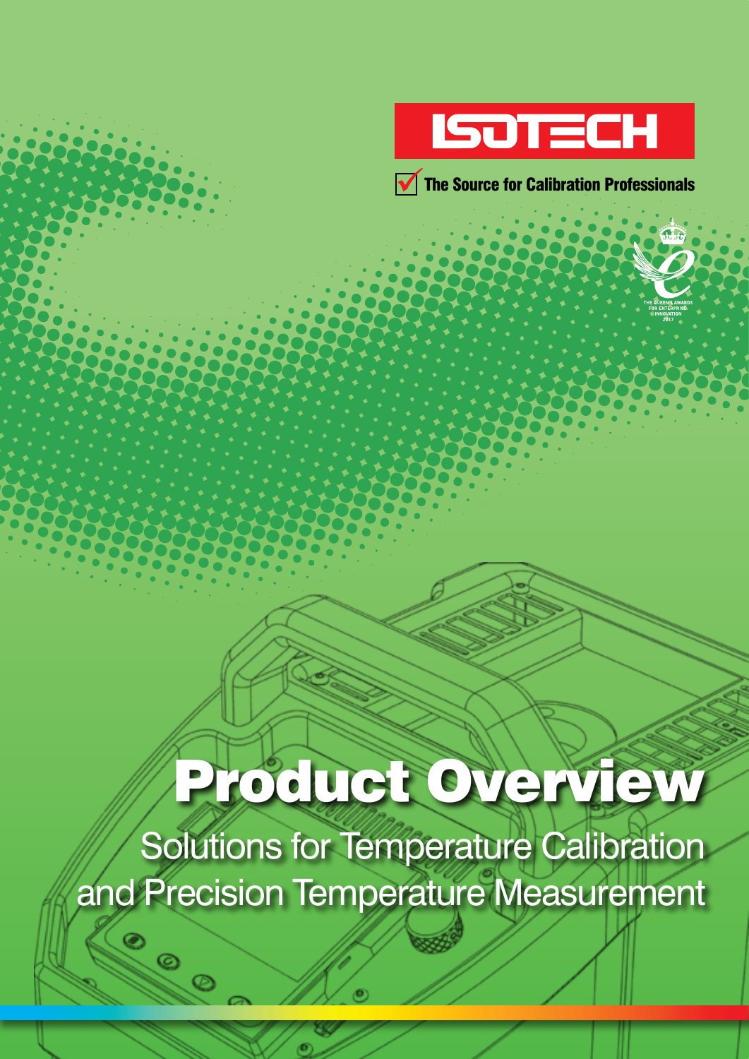ISOTECH

The Source for Calibration Professionals

THE QUEEN'S AWARDS FOR ENTERPRISE: INNOVATION 2017

# Product Overview

## Solutions for Temperature Calibration and Precision Temperature Measurement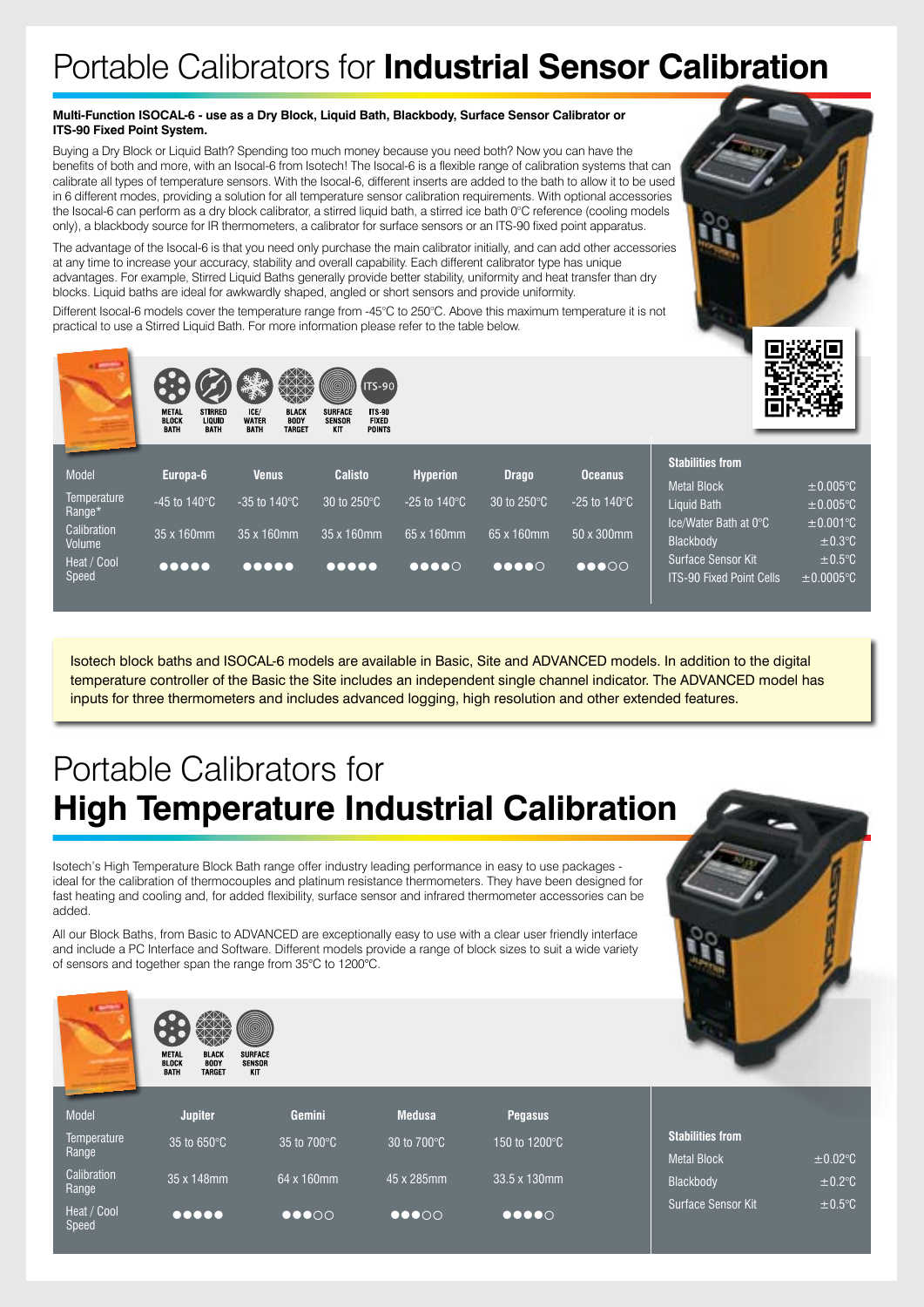# Portable Calibrators for **Industrial Sensor Calibration**

**Multi-Function ISOCAL-6 - use as a Dry Block, Liquid Bath, Blackbody, Surface Sensor Calibrator or ITS-90 Fixed Point System.**

Buying a Dry Block or Liquid Bath? Spending too much money because you need both? Now you can have the benefits of both and more, with an Isocal-6 from Isotech! The Isocal-6 is a flexible range of calibration systems that can calibrate all types of temperature sensors. With the Isocal-6, different inserts are added to the bath to allow it to be used in 6 different modes, providing a solution for all temperature sensor calibration requirements. With optional accessories the Isocal-6 can perform as a dry block calibrator, a stirred liquid bath, a stirred ice bath 0°C reference (cooling models only), a blackbody source for IR thermometers, a calibrator for surface sensors or an ITS-90 fixed point apparatus.

The advantage of the Isocal-6 is that you need only purchase the main calibrator initially, and can add other accessories at any time to increase your accuracy, stability and overall capability. Each different calibrator type has unique advantages. For example, Stirred Liquid Baths generally provide better stability, uniformity and heat transfer than dry blocks. Liquid baths are ideal for awkwardly shaped, angled or short sensors and provide uniformity.

Different Isocal-6 models cover the temperature range from -45°C to 250°C. Above this maximum temperature it is not practical to use a Stirred Liquid Bath. For more information please refer to the table below.

METAL BLOCK BATH | STIRRED LIQUID BATH | ICE/WATER BATH | BLACK BODY TARGET | SURFACE SENSOR KIT | ITS-90 FIXED POINTS

| Model | Europa-6 | Venus | Calisto | Hyperion | Drago | Oceanus |
|---|---|---|---|---|---|---|
| Temperature Range* | -45 to 140°C | -35 to 140°C | 30 to 250°C | -25 to 140°C | 30 to 250°C | -25 to 140°C |
| Calibration Volume | 35 x 160mm | 35 x 160mm | 35 x 160mm | 65 x 160mm | 65 x 160mm | 50 x 300mm |
| Heat / Cool Speed | ●●●●● | ●●●●● | ●●●●● | ●●●●○ | ●●●●○ | ●●●○○ |

| Stabilities from | |
|---|---|
| Metal Block | ±0.005°C |
| Liquid Bath | ±0.005°C |
| Ice/Water Bath at 0°C | ±0.001°C |
| Blackbody | ±0.3°C |
| Surface Sensor Kit | ±0.5°C |
| ITS-90 Fixed Point Cells | ±0.0005°C |

Isotech block baths and ISOCAL-6 models are available in Basic, Site and ADVANCED models. In addition to the digital temperature controller of the Basic the Site includes an independent single channel indicator. The ADVANCED model has inputs for three thermometers and includes advanced logging, high resolution and other extended features.

# Portable Calibrators for **High Temperature Industrial Calibration**

Isotech's High Temperature Block Bath range offer industry leading performance in easy to use packages - ideal for the calibration of thermocouples and platinum resistance thermometers. They have been designed for fast heating and cooling and, for added flexibility, surface sensor and infrared thermometer accessories can be added.

All our Block Baths, from Basic to ADVANCED are exceptionally easy to use with a clear user friendly interface and include a PC Interface and Software. Different models provide a range of block sizes to suit a wide variety of sensors and together span the range from 35°C to 1200°C.

METAL BLOCK BATH | BLACK BODY TARGET | SURFACE SENSOR KIT

| Model | Jupiter | Gemini | Medusa | Pegasus |
|---|---|---|---|---|
| Temperature Range | 35 to 650°C | 35 to 700°C | 30 to 700°C | 150 to 1200°C |
| Calibration Range | 35 x 148mm | 64 x 160mm | 45 x 285mm | 33.5 x 130mm |
| Heat / Cool Speed | ●●●●● | ●●●○○ | ●●●○○ | ●●●●○ |

| Stabilities from | |
|---|---|
| Metal Block | ±0.02°C |
| Blackbody | ±0.2°C |
| Surface Sensor Kit | ±0.5°C |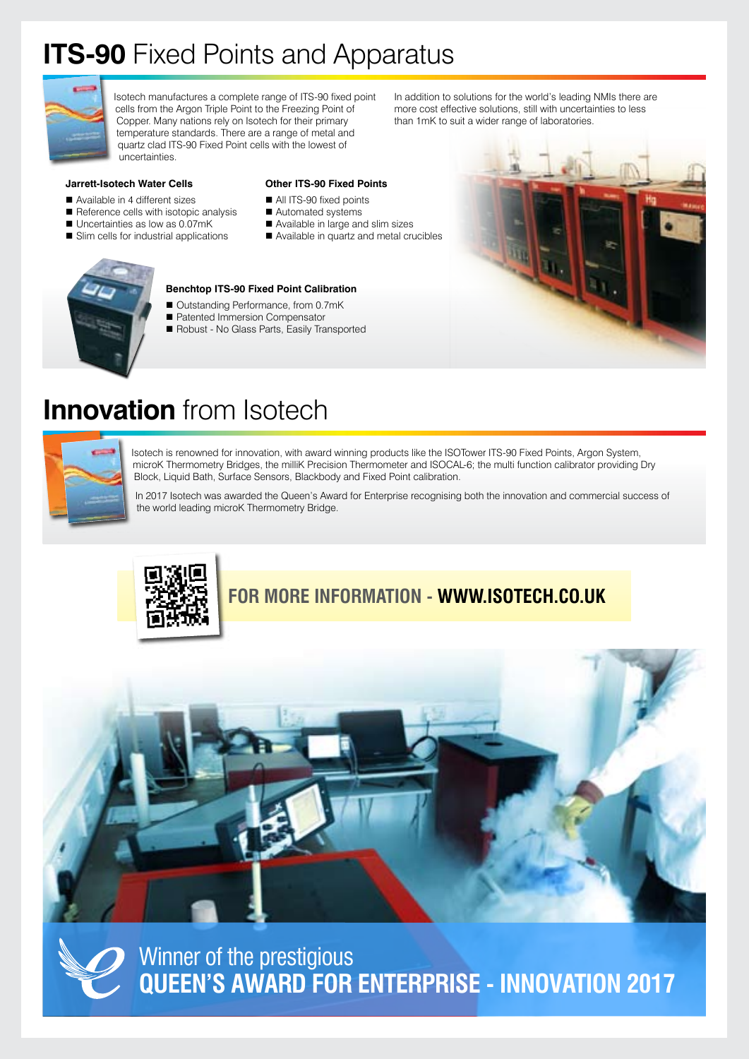# ITS-90 Fixed Points and Apparatus

Isotech manufactures a complete range of ITS-90 fixed point cells from the Argon Triple Point to the Freezing Point of Copper. Many nations rely on Isotech for their primary temperature standards. There are a range of metal and quartz clad ITS-90 Fixed Point cells with the lowest of uncertainties.

In addition to solutions for the world's leading NMIs there are more cost effective solutions, still with uncertainties to less than 1mK to suit a wider range of laboratories.

### Jarrett-Isotech Water Cells

- Available in 4 different sizes
- Reference cells with isotopic analysis
- Uncertainties as low as 0.07mK
- Slim cells for industrial applications

### Other ITS-90 Fixed Points

- All ITS-90 fixed points
- Automated systems
- Available in large and slim sizes
- Available in quartz and metal crucibles

### Benchtop ITS-90 Fixed Point Calibration

- Outstanding Performance, from 0.7mK
- Patented Immersion Compensator
- Robust - No Glass Parts, Easily Transported

# Innovation from Isotech

Isotech is renowned for innovation, with award winning products like the ISOTower ITS-90 Fixed Points, Argon System, microK Thermometry Bridges, the milliK Precision Thermometer and ISOCAL-6; the multi function calibrator providing Dry Block, Liquid Bath, Surface Sensors, Blackbody and Fixed Point calibration.

In 2017 Isotech was awarded the Queen's Award for Enterprise recognising both the innovation and commercial success of the world leading microK Thermometry Bridge.

**FOR MORE INFORMATION - WWW.ISOTECH.CO.UK**

Winner of the prestigious
**QUEEN'S AWARD FOR ENTERPRISE - INNOVATION 2017**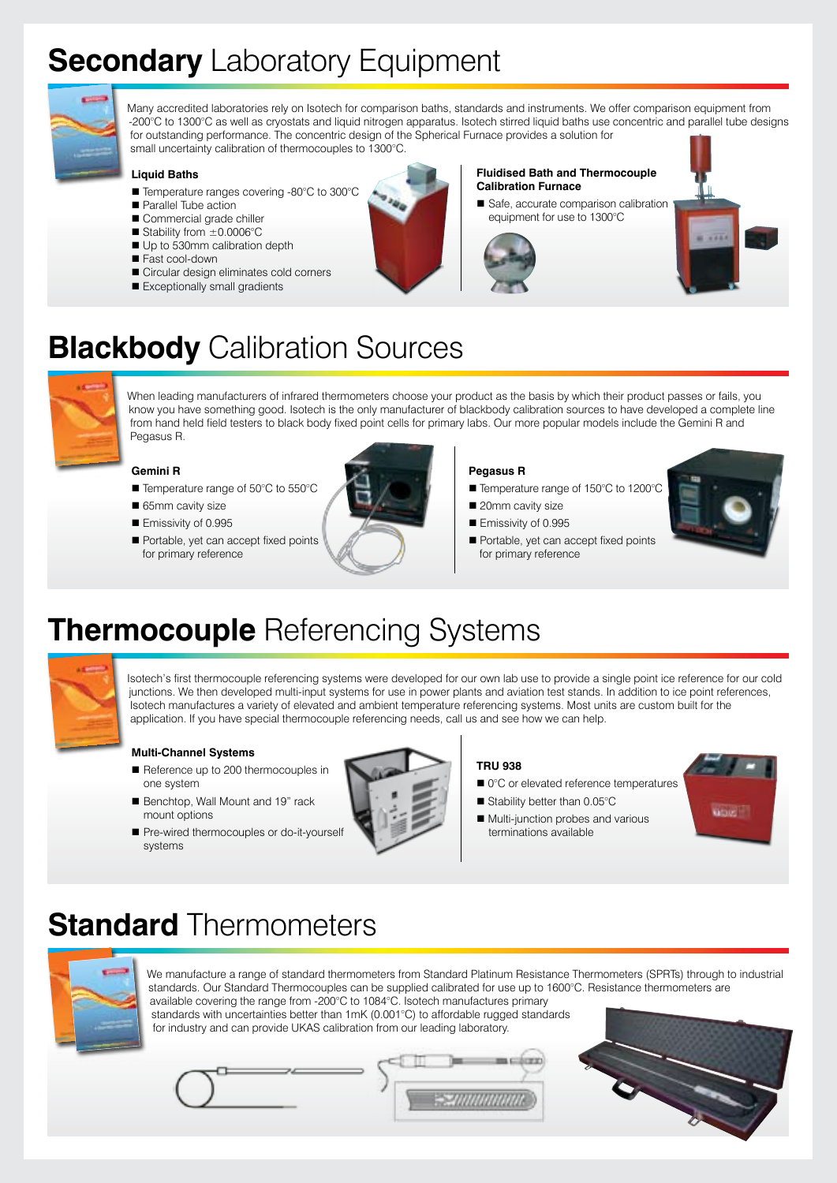# **Secondary** Laboratory Equipment

Many accredited laboratories rely on Isotech for comparison baths, standards and instruments. We offer comparison equipment from -200°C to 1300°C as well as cryostats and liquid nitrogen apparatus. Isotech stirred liquid baths use concentric and parallel tube designs for outstanding performance. The concentric design of the Spherical Furnace provides a solution for small uncertainty calibration of thermocouples to 1300°C.

### Liquid Baths

- Temperature ranges covering -80°C to 300°C
- Parallel Tube action
- Commercial grade chiller
- Stability from ±0.0006°C
- Up to 530mm calibration depth
- Fast cool-down
- Circular design eliminates cold corners
- Exceptionally small gradients

### Fluidised Bath and Thermocouple Calibration Furnace

- Safe, accurate comparison calibration equipment for use to 1300°C

# **Blackbody** Calibration Sources

When leading manufacturers of infrared thermometers choose your product as the basis by which their product passes or fails, you know you have something good. Isotech is the only manufacturer of blackbody calibration sources to have developed a complete line from hand held field testers to black body fixed point cells for primary labs. Our more popular models include the Gemini R and Pegasus R.

### Gemini R

- Temperature range of 50°C to 550°C
- 65mm cavity size
- Emissivity of 0.995
- Portable, yet can accept fixed points for primary reference

### Pegasus R

- Temperature range of 150°C to 1200°C
- 20mm cavity size
- Emissivity of 0.995
- Portable, yet can accept fixed points for primary reference

# **Thermocouple** Referencing Systems

Isotech's first thermocouple referencing systems were developed for our own lab use to provide a single point ice reference for our cold junctions. We then developed multi-input systems for use in power plants and aviation test stands. In addition to ice point references, Isotech manufactures a variety of elevated and ambient temperature referencing systems. Most units are custom built for the application. If you have special thermocouple referencing needs, call us and see how we can help.

### Multi-Channel Systems

- Reference up to 200 thermocouples in one system
- Benchtop, Wall Mount and 19" rack mount options
- Pre-wired thermocouples or do-it-yourself systems

### TRU 938

- 0°C or elevated reference temperatures
- Stability better than 0.05°C
- Multi-junction probes and various terminations available

# **Standard** Thermometers

We manufacture a range of standard thermometers from Standard Platinum Resistance Thermometers (SPRTs) through to industrial standards. Our Standard Thermocouples can be supplied calibrated for use up to 1600°C. Resistance thermometers are available covering the range from -200°C to 1084°C. Isotech manufactures primary standards with uncertainties better than 1mK (0.001°C) to affordable rugged standards for industry and can provide UKAS calibration from our leading laboratory.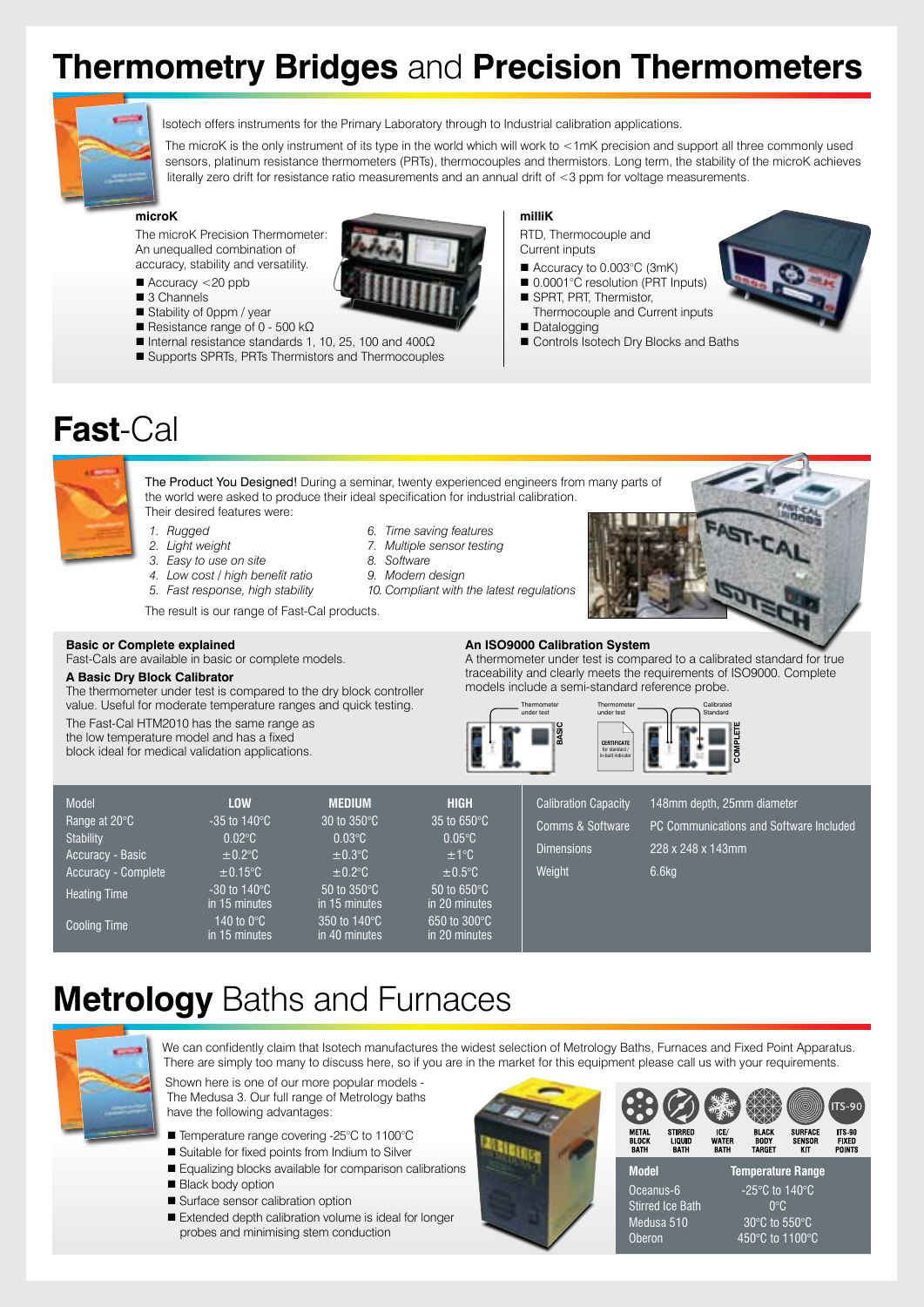# Thermometry Bridges and Precision Thermometers

Isotech offers instruments for the Primary Laboratory through to Industrial calibration applications.

The microK is the only instrument of its type in the world which will work to <1mK precision and support all three commonly used sensors, platinum resistance thermometers (PRTs), thermocouples and thermistors. Long term, the stability of the microK achieves literally zero drift for resistance ratio measurements and an annual drift of <3 ppm for voltage measurements.

### microK

The microK Precision Thermometer: An unequalled combination of accuracy, stability and versatility.

- Accuracy <20 ppb
- 3 Channels
- Stability of 0ppm / year
- Resistance range of 0 - 500 kΩ
- Internal resistance standards 1, 10, 25, 100 and 400Ω
- Supports SPRTs, PRTs Thermistors and Thermocouples

### milliK

RTD, Thermocouple and Current inputs

- Accuracy to 0.003°C (3mK)
- 0.0001°C resolution (PRT Inputs)
- SPRT, PRT, Thermistor, Thermocouple and Current inputs
- Datalogging
- Controls Isotech Dry Blocks and Baths

# Fast-Cal

The Product You Designed! During a seminar, twenty experienced engineers from many parts of the world were asked to produce their ideal specification for industrial calibration. Their desired features were:

1. *Rugged*
2. *Light weight*
3. *Easy to use on site*
4. *Low cost / high benefit ratio*
5. *Fast response, high stability*
6. *Time saving features*
7. *Multiple sensor testing*
8. *Software*
9. *Modern design*
10. *Compliant with the latest regulations*

The result is our range of Fast-Cal products.

### Basic or Complete explained

Fast-Cals are available in basic or complete models.

**A Basic Dry Block Calibrator**

The thermometer under test is compared to the dry block controller value. Useful for moderate temperature ranges and quick testing.

The Fast-Cal HTM2010 has the same range as the low temperature model and has a fixed block ideal for medical validation applications.

### An ISO9000 Calibration System

A thermometer under test is compared to a calibrated standard for true traceability and clearly meets the requirements of ISO9000. Complete models include a semi-standard reference probe.

Thermometer under test — BASIC

Thermometer under test — CERTIFICATE for standard / in-built indicator — Calibrated Standard — COMPLETE

| Model | LOW | MEDIUM | HIGH |
|---|---|---|---|
| Range at 20°C | -35 to 140°C | 30 to 350°C | 35 to 650°C |
| Stability | 0.02°C | 0.03°C | 0.05°C |
| Accuracy - Basic | ±0.2°C | ±0.3°C | ±1°C |
| Accuracy - Complete | ±0.15°C | ±0.2°C | ±0.5°C |
| Heating Time | -30 to 140°C in 15 minutes | 50 to 350°C in 15 minutes | 50 to 650°C in 20 minutes |
| Cooling Time | 140 to 0°C in 15 minutes | 350 to 140°C in 40 minutes | 650 to 300°C in 20 minutes |

| | |
|---|---|
| Calibration Capacity | 148mm depth, 25mm diameter |
| Comms & Software | PC Communications and Software Included |
| Dimensions | 228 x 248 x 143mm |
| Weight | 6.6kg |

# Metrology Baths and Furnaces

We can confidently claim that Isotech manufactures the widest selection of Metrology Baths, Furnaces and Fixed Point Apparatus. There are simply too many to discuss here, so if you are in the market for this equipment please call us with your requirements.

Shown here is one of our more popular models - The Medusa 3. Our full range of Metrology baths have the following advantages:

- Temperature range covering -25°C to 1100°C
- Suitable for fixed points from Indium to Silver
- Equalizing blocks available for comparison calibrations
- Black body option
- Surface sensor calibration option
- Extended depth calibration volume is ideal for longer probes and minimising stem conduction

METAL BLOCK BATH · STIRRED LIQUID BATH · ICE/WATER BATH · BLACK BODY TARGET · SURFACE SENSOR KIT · ITS-90 FIXED POINTS

| Model | Temperature Range |
|---|---|
| Oceanus-6 | -25°C to 140°C |
| Stirred Ice Bath | 0°C |
| Medusa 510 | 30°C to 550°C |
| Oberon | 450°C to 1100°C |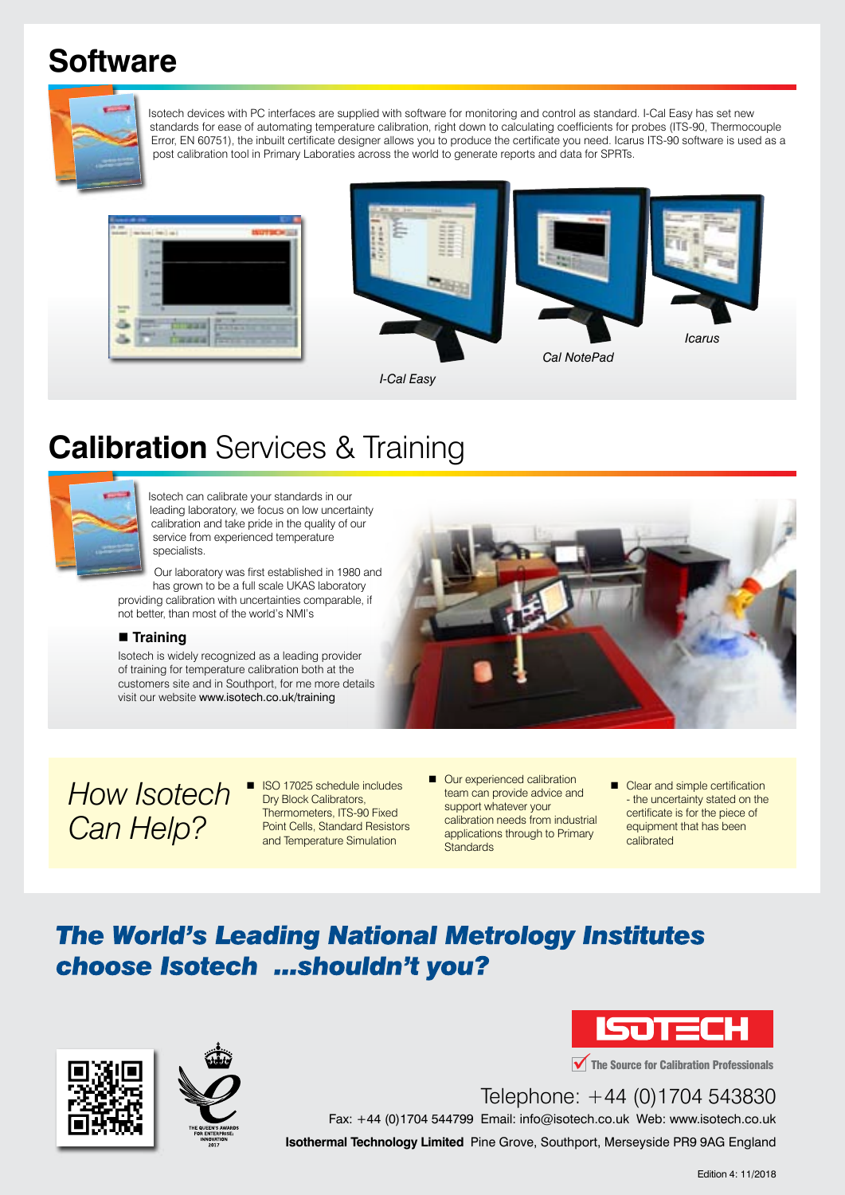# Software

Isotech devices with PC interfaces are supplied with software for monitoring and control as standard. I-Cal Easy has set new standards for ease of automating temperature calibration, right down to calculating coefficients for probes (ITS-90, Thermocouple Error, EN 60751), the inbuilt certificate designer allows you to produce the certificate you need. Icarus ITS-90 software is used as a post calibration tool in Primary Laboraties across the world to generate reports and data for SPRTs.

*I-Cal Easy*

*Cal NotePad*

*Icarus*

# **Calibration** Services & Training

Isotech can calibrate your standards in our leading laboratory, we focus on low uncertainty calibration and take pride in the quality of our service from experienced temperature specialists.

Our laboratory was first established in 1980 and has grown to be a full scale UKAS laboratory providing calibration with uncertainties comparable, if not better, than most of the world's NMI's

### Training

Isotech is widely recognized as a leading provider of training for temperature calibration both at the customers site and in Southport, for me more details visit our website www.isotech.co.uk/training

## *How Isotech Can Help?*

- ISO 17025 schedule includes Dry Block Calibrators, Thermometers, ITS-90 Fixed Point Cells, Standard Resistors and Temperature Simulation
- Our experienced calibration team can provide advice and support whatever your calibration needs from industrial applications through to Primary Standards
- Clear and simple certification - the uncertainty stated on the certificate is for the piece of equipment that has been calibrated

## ***The World's Leading National Metrology Institutes choose Isotech ...shouldn't you?***

THE QUEEN'S AWARDS FOR ENTERPRISE: INNOVATION 2017

ISOTECH

The Source for Calibration Professionals

Telephone: +44 (0)1704 543830

Fax: +44 (0)1704 544799 Email: info@isotech.co.uk Web: www.isotech.co.uk

**Isothermal Technology Limited** Pine Grove, Southport, Merseyside PR9 9AG England

Edition 4: 11/2018